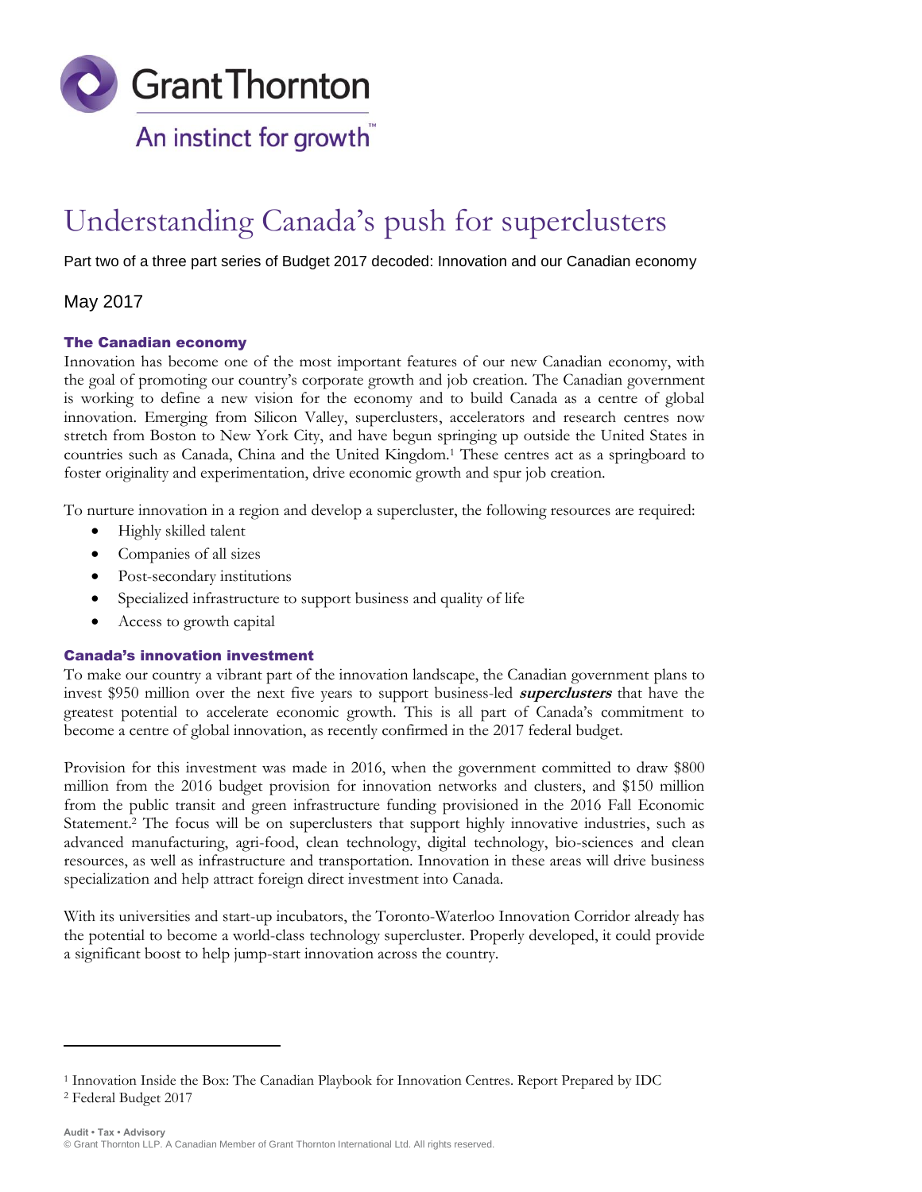Grant Thornton

An instinct for growth™

# Understanding Canada's push for superclusters

Part two of a three part series of Budget 2017 decoded: Innovation and our Canadian economy

May 2017

## The Canadian economy

Innovation has become one of the most important features of our new Canadian economy, with the goal of promoting our country's corporate growth and job creation. The Canadian government is working to define a new vision for the economy and to build Canada as a centre of global innovation. Emerging from Silicon Valley, superclusters, accelerators and research centres now stretch from Boston to New York City, and have begun springing up outside the United States in countries such as Canada, China and the United Kingdom.[1] These centres act as a springboard to foster originality and experimentation, drive economic growth and spur job creation.

To nurture innovation in a region and develop a supercluster, the following resources are required:

- Highly skilled talent
- Companies of all sizes
- Post-secondary institutions
- Specialized infrastructure to support business and quality of life
- Access to growth capital

## Canada's innovation investment

To make our country a vibrant part of the innovation landscape, the Canadian government plans to invest $950 million over the next five years to support business-led ***superclusters*** that have the greatest potential to accelerate economic growth. This is all part of Canada's commitment to become a centre of global innovation, as recently confirmed in the 2017 federal budget.

Provision for this investment was made in 2016, when the government committed to draw $800 million from the 2016 budget provision for innovation networks and clusters, and $150 million from the public transit and green infrastructure funding provisioned in the 2016 Fall Economic Statement.[2] The focus will be on superclusters that support highly innovative industries, such as advanced manufacturing, agri-food, clean technology, digital technology, bio-sciences and clean resources, as well as infrastructure and transportation. Innovation in these areas will drive business specialization and help attract foreign direct investment into Canada.

With its universities and start-up incubators, the Toronto-Waterloo Innovation Corridor already has the potential to become a world-class technology supercluster. Properly developed, it could provide a significant boost to help jump-start innovation across the country.

---

[1] Innovation Inside the Box: The Canadian Playbook for Innovation Centres. Report Prepared by IDC

[2] Federal Budget 2017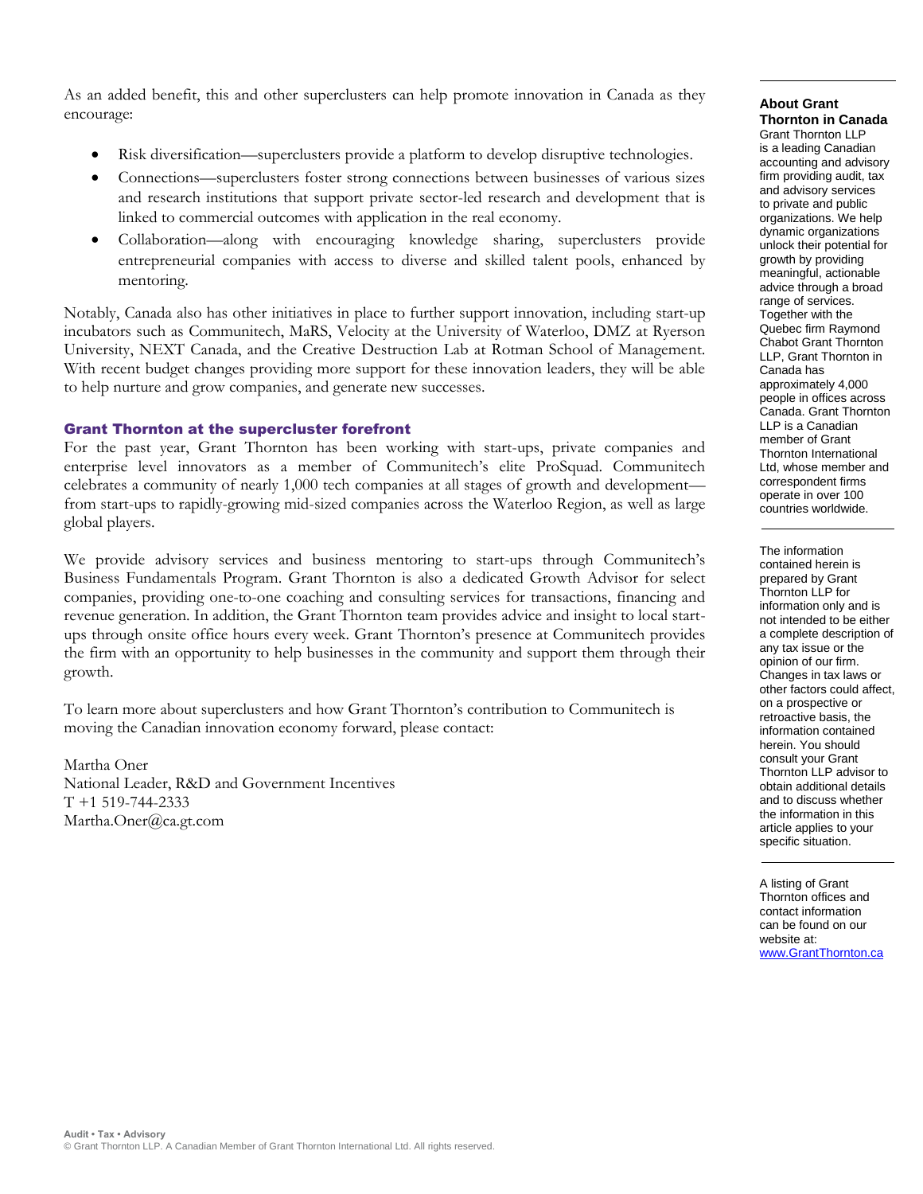As an added benefit, this and other superclusters can help promote innovation in Canada as they encourage:

- Risk diversification—superclusters provide a platform to develop disruptive technologies.
- Connections—superclusters foster strong connections between businesses of various sizes and research institutions that support private sector-led research and development that is linked to commercial outcomes with application in the real economy.
- Collaboration—along with encouraging knowledge sharing, superclusters provide entrepreneurial companies with access to diverse and skilled talent pools, enhanced by mentoring.

Notably, Canada also has other initiatives in place to further support innovation, including start-up incubators such as Communitech, MaRS, Velocity at the University of Waterloo, DMZ at Ryerson University, NEXT Canada, and the Creative Destruction Lab at Rotman School of Management. With recent budget changes providing more support for these innovation leaders, they will be able to help nurture and grow companies, and generate new successes.

### Grant Thornton at the supercluster forefront

For the past year, Grant Thornton has been working with start-ups, private companies and enterprise level innovators as a member of Communitech's elite ProSquad. Communitech celebrates a community of nearly 1,000 tech companies at all stages of growth and development—from start-ups to rapidly-growing mid-sized companies across the Waterloo Region, as well as large global players.

We provide advisory services and business mentoring to start-ups through Communitech's Business Fundamentals Program. Grant Thornton is also a dedicated Growth Advisor for select companies, providing one-to-one coaching and consulting services for transactions, financing and revenue generation. In addition, the Grant Thornton team provides advice and insight to local start-ups through onsite office hours every week. Grant Thornton's presence at Communitech provides the firm with an opportunity to help businesses in the community and support them through their growth.

To learn more about superclusters and how Grant Thornton's contribution to Communitech is moving the Canadian innovation economy forward, please contact:

Martha Oner
National Leader, R&D and Government Incentives
T +1 519-744-2333
Martha.Oner@ca.gt.com

**About Grant Thornton in Canada**
Grant Thornton LLP is a leading Canadian accounting and advisory firm providing audit, tax and advisory services to private and public organizations. We help dynamic organizations unlock their potential for growth by providing meaningful, actionable advice through a broad range of services. Together with the Quebec firm Raymond Chabot Grant Thornton LLP, Grant Thornton in Canada has approximately 4,000 people in offices across Canada. Grant Thornton LLP is a Canadian member of Grant Thornton International Ltd, whose member and correspondent firms operate in over 100 countries worldwide.

The information contained herein is prepared by Grant Thornton LLP for information only and is not intended to be either a complete description of any tax issue or the opinion of our firm. Changes in tax laws or other factors could affect, on a prospective or retroactive basis, the information contained herein. You should consult your Grant Thornton LLP advisor to obtain additional details and to discuss whether the information in this article applies to your specific situation.

A listing of Grant Thornton offices and contact information can be found on our website at: www.GrantThornton.ca

**Audit • Tax • Advisory**
© Grant Thornton LLP. A Canadian Member of Grant Thornton International Ltd. All rights reserved.